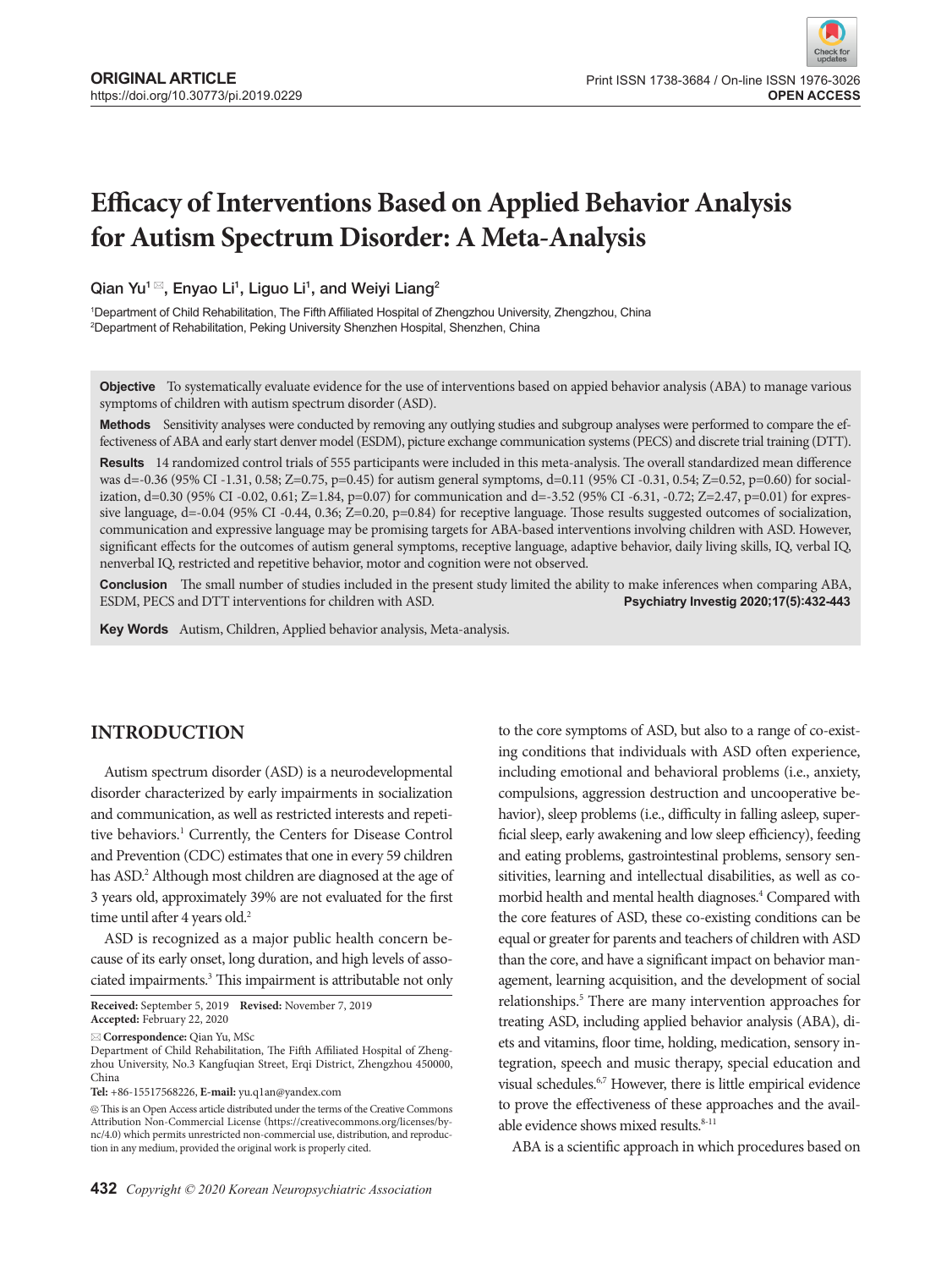**ORIGINAL ARTICLE**
https://doi.org/10.30773/pi.2019.0229

Print ISSN 1738-3684 / On-line ISSN 1976-3026
**OPEN ACCESS**

# Efficacy of Interventions Based on Applied Behavior Analysis for Autism Spectrum Disorder: A Meta-Analysis

Qian Yu[1], Enyao Li[1], Liguo Li[1], and Weiyi Liang[2]

[1]Department of Child Rehabilitation, The Fifth Affiliated Hospital of Zhengzhou University, Zhengzhou, China
[2]Department of Rehabilitation, Peking University Shenzhen Hospital, Shenzhen, China

**Objective** To systematically evaluate evidence for the use of interventions based on appied behavior analysis (ABA) to manage various symptoms of children with autism spectrum disorder (ASD).

**Methods** Sensitivity analyses were conducted by removing any outlying studies and subgroup analyses were performed to compare the effectiveness of ABA and early start denver model (ESDM), picture exchange communication systems (PECS) and discrete trial training (DTT).

**Results** 14 randomized control trials of 555 participants were included in this meta-analysis. The overall standardized mean difference was d=-0.36 (95% CI -1.31, 0.58; Z=0.75, p=0.45) for autism general symptoms, d=0.11 (95% CI -0.31, 0.54; Z=0.52, p=0.60) for socialization, d=0.30 (95% CI -0.02, 0.61; Z=1.84, p=0.07) for communication and d=-3.52 (95% CI -6.31, -0.72; Z=2.47, p=0.01) for expressive language, d=-0.04 (95% CI -0.44, 0.36; Z=0.20, p=0.84) for receptive language. Those results suggested outcomes of socialization, communication and expressive language may be promising targets for ABA-based interventions involving children with ASD. However, significant effects for the outcomes of autism general symptoms, receptive language, adaptive behavior, daily living skills, IQ, verbal IQ, nenverbal IQ, restricted and repetitive behavior, motor and cognition were not observed.

**Conclusion** The small number of studies included in the present study limited the ability to make inferences when comparing ABA, ESDM, PECS and DTT interventions for children with ASD.

**Psychiatry Investig 2020;17(5):432-443**

**Key Words** Autism, Children, Applied behavior analysis, Meta-analysis.

## INTRODUCTION

Autism spectrum disorder (ASD) is a neurodevelopmental disorder characterized by early impairments in socialization and communication, as well as restricted interests and repetitive behaviors.[1] Currently, the Centers for Disease Control and Prevention (CDC) estimates that one in every 59 children has ASD.[2] Although most children are diagnosed at the age of 3 years old, approximately 39% are not evaluated for the first time until after 4 years old.[2]

ASD is recognized as a major public health concern because of its early onset, long duration, and high levels of associated impairments.[3] This impairment is attributable not only to the core symptoms of ASD, but also to a range of co-existing conditions that individuals with ASD often experience, including emotional and behavioral problems (i.e., anxiety, compulsions, aggression destruction and uncooperative behavior), sleep problems (i.e., difficulty in falling asleep, superficial sleep, early awakening and low sleep efficiency), feeding and eating problems, gastrointestinal problems, sensory sensitivities, learning and intellectual disabilities, as well as comorbid health and mental health diagnoses.[4] Compared with the core features of ASD, these co-existing conditions can be equal or greater for parents and teachers of children with ASD than the core, and have a significant impact on behavior management, learning acquisition, and the development of social relationships.[5] There are many intervention approaches for treating ASD, including applied behavior analysis (ABA), diets and vitamins, floor time, holding, medication, sensory integration, speech and music therapy, special education and visual schedules.[6,7] However, there is little empirical evidence to prove the effectiveness of these approaches and the available evidence shows mixed results.[8-11]

ABA is a scientific approach in which procedures based on

**Received:** September 5, 2019 **Revised:** November 7, 2019
**Accepted:** February 22, 2020

✉ **Correspondence:** Qian Yu, MSc
Department of Child Rehabilitation, The Fifth Affiliated Hospital of Zhengzhou University, No.3 Kangfuqian Street, Erqi District, Zhengzhou 450000, China
**Tel:** +86-15517568226, **E-mail:** yu.q1an@yandex.com

This is an Open Access article distributed under the terms of the Creative Commons Attribution Non-Commercial License (https://creativecommons.org/licenses/by-nc/4.0) which permits unrestricted non-commercial use, distribution, and reproduction in any medium, provided the original work is properly cited.

Copyright © 2020 Korean Neuropsychiatric Association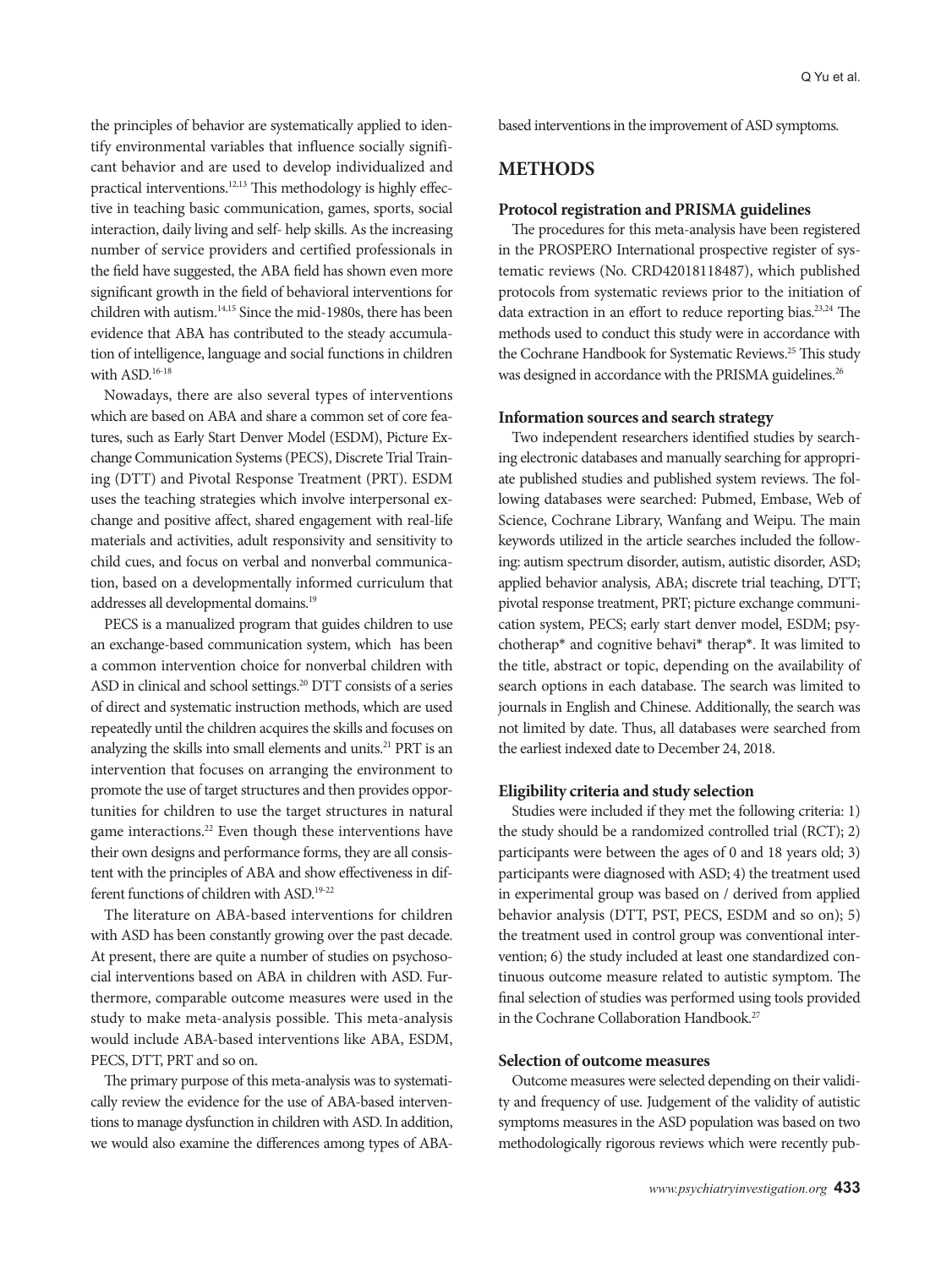the principles of behavior are systematically applied to identify environmental variables that influence socially significant behavior and are used to develop individualized and practical interventions.[12,13] This methodology is highly effective in teaching basic communication, games, sports, social interaction, daily living and self- help skills. As the increasing number of service providers and certified professionals in the field have suggested, the ABA field has shown even more significant growth in the field of behavioral interventions for children with autism.[14,15] Since the mid-1980s, there has been evidence that ABA has contributed to the steady accumulation of intelligence, language and social functions in children with ASD.[16-18]

Nowadays, there are also several types of interventions which are based on ABA and share a common set of core features, such as Early Start Denver Model (ESDM), Picture Exchange Communication Systems (PECS), Discrete Trial Training (DTT) and Pivotal Response Treatment (PRT). ESDM uses the teaching strategies which involve interpersonal exchange and positive affect, shared engagement with real-life materials and activities, adult responsivity and sensitivity to child cues, and focus on verbal and nonverbal communication, based on a developmentally informed curriculum that addresses all developmental domains.[19]

PECS is a manualized program that guides children to use an exchange-based communication system, which has been a common intervention choice for nonverbal children with ASD in clinical and school settings.[20] DTT consists of a series of direct and systematic instruction methods, which are used repeatedly until the children acquires the skills and focuses on analyzing the skills into small elements and units.[21] PRT is an intervention that focuses on arranging the environment to promote the use of target structures and then provides opportunities for children to use the target structures in natural game interactions.[22] Even though these interventions have their own designs and performance forms, they are all consistent with the principles of ABA and show effectiveness in different functions of children with ASD.[19-22]

The literature on ABA-based interventions for children with ASD has been constantly growing over the past decade. At present, there are quite a number of studies on psychosocial interventions based on ABA in children with ASD. Furthermore, comparable outcome measures were used in the study to make meta-analysis possible. This meta-analysis would include ABA-based interventions like ABA, ESDM, PECS, DTT, PRT and so on.

The primary purpose of this meta-analysis was to systematically review the evidence for the use of ABA-based interventions to manage dysfunction in children with ASD. In addition, we would also examine the differences among types of ABA-based interventions in the improvement of ASD symptoms.

## METHODS

### Protocol registration and PRISMA guidelines

The procedures for this meta-analysis have been registered in the PROSPERO International prospective register of systematic reviews (No. CRD42018118487), which published protocols from systematic reviews prior to the initiation of data extraction in an effort to reduce reporting bias.[23,24] The methods used to conduct this study were in accordance with the Cochrane Handbook for Systematic Reviews.[25] This study was designed in accordance with the PRISMA guidelines.[26]

### Information sources and search strategy

Two independent researchers identified studies by searching electronic databases and manually searching for appropriate published studies and published system reviews. The following databases were searched: Pubmed, Embase, Web of Science, Cochrane Library, Wanfang and Weipu. The main keywords utilized in the article searches included the following: autism spectrum disorder, autism, autistic disorder, ASD; applied behavior analysis, ABA; discrete trial teaching, DTT; pivotal response treatment, PRT; picture exchange communication system, PECS; early start denver model, ESDM; psychotherap* and cognitive behavi* therap*. It was limited to the title, abstract or topic, depending on the availability of search options in each database. The search was limited to journals in English and Chinese. Additionally, the search was not limited by date. Thus, all databases were searched from the earliest indexed date to December 24, 2018.

### Eligibility criteria and study selection

Studies were included if they met the following criteria: 1) the study should be a randomized controlled trial (RCT); 2) participants were between the ages of 0 and 18 years old; 3) participants were diagnosed with ASD; 4) the treatment used in experimental group was based on / derived from applied behavior analysis (DTT, PST, PECS, ESDM and so on); 5) the treatment used in control group was conventional intervention; 6) the study included at least one standardized continuous outcome measure related to autistic symptom. The final selection of studies was performed using tools provided in the Cochrane Collaboration Handbook.[27]

### Selection of outcome measures

Outcome measures were selected depending on their validity and frequency of use. Judgement of the validity of autistic symptoms measures in the ASD population was based on two methodologically rigorous reviews which were recently pub-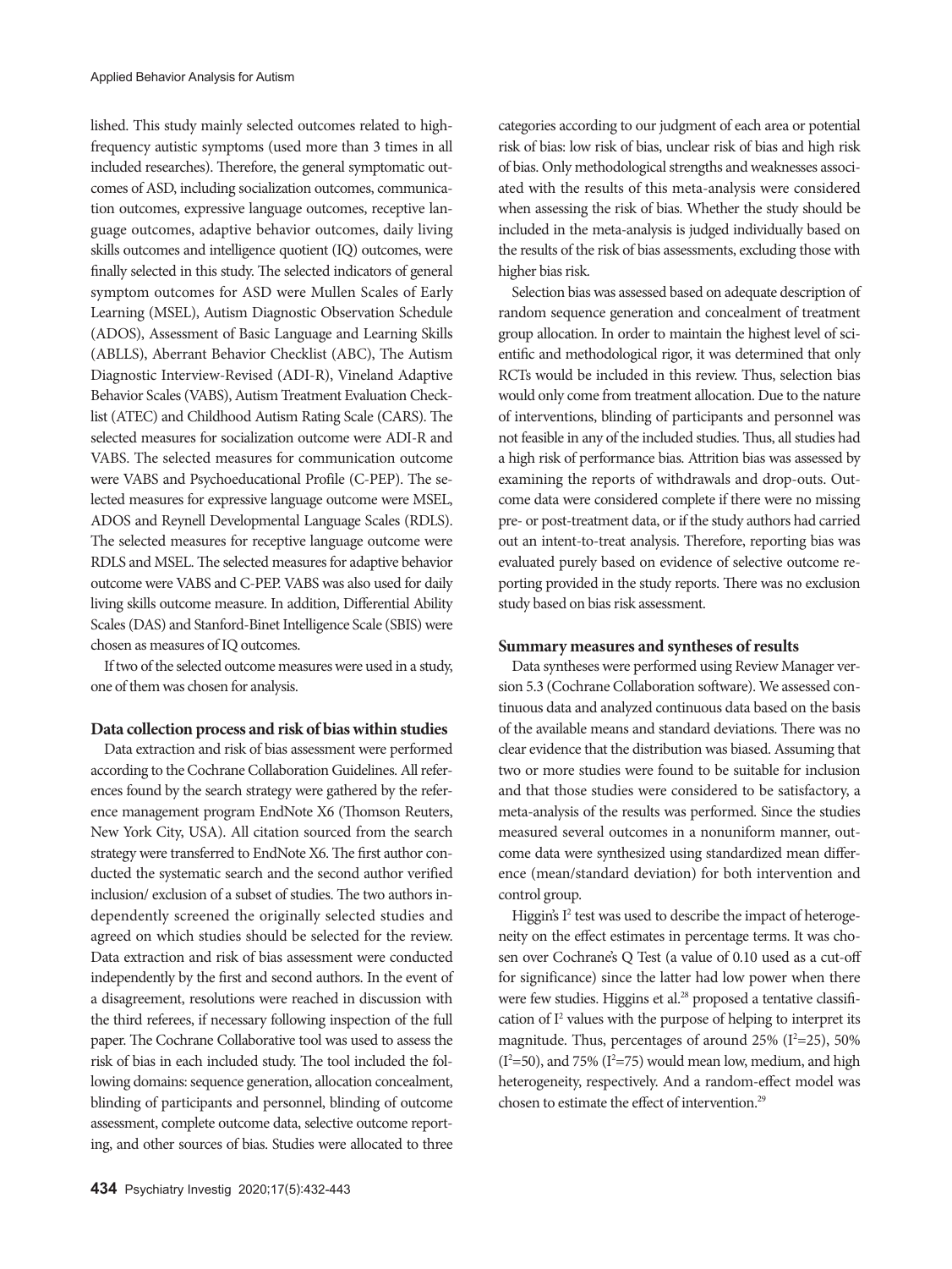lished. This study mainly selected outcomes related to high-frequency autistic symptoms (used more than 3 times in all included researches). Therefore, the general symptomatic outcomes of ASD, including socialization outcomes, communication outcomes, expressive language outcomes, receptive language outcomes, adaptive behavior outcomes, daily living skills outcomes and intelligence quotient (IQ) outcomes, were finally selected in this study. The selected indicators of general symptom outcomes for ASD were Mullen Scales of Early Learning (MSEL), Autism Diagnostic Observation Schedule (ADOS), Assessment of Basic Language and Learning Skills (ABLLS), Aberrant Behavior Checklist (ABC), The Autism Diagnostic Interview-Revised (ADI-R), Vineland Adaptive Behavior Scales (VABS), Autism Treatment Evaluation Checklist (ATEC) and Childhood Autism Rating Scale (CARS). The selected measures for socialization outcome were ADI-R and VABS. The selected measures for communication outcome were VABS and Psychoeducational Profile (C-PEP). The selected measures for expressive language outcome were MSEL, ADOS and Reynell Developmental Language Scales (RDLS). The selected measures for receptive language outcome were RDLS and MSEL. The selected measures for adaptive behavior outcome were VABS and C-PEP. VABS was also used for daily living skills outcome measure. In addition, Differential Ability Scales (DAS) and Stanford-Binet Intelligence Scale (SBIS) were chosen as measures of IQ outcomes.

If two of the selected outcome measures were used in a study, one of them was chosen for analysis.

**Data collection process and risk of bias within studies**

Data extraction and risk of bias assessment were performed according to the Cochrane Collaboration Guidelines. All references found by the search strategy were gathered by the reference management program EndNote X6 (Thomson Reuters, New York City, USA). All citation sourced from the search strategy were transferred to EndNote X6. The first author conducted the systematic search and the second author verified inclusion/ exclusion of a subset of studies. The two authors independently screened the originally selected studies and agreed on which studies should be selected for the review. Data extraction and risk of bias assessment were conducted independently by the first and second authors. In the event of a disagreement, resolutions were reached in discussion with the third referees, if necessary following inspection of the full paper. The Cochrane Collaborative tool was used to assess the risk of bias in each included study. The tool included the following domains: sequence generation, allocation concealment, blinding of participants and personnel, blinding of outcome assessment, complete outcome data, selective outcome reporting, and other sources of bias. Studies were allocated to three categories according to our judgment of each area or potential risk of bias: low risk of bias, unclear risk of bias and high risk of bias. Only methodological strengths and weaknesses associated with the results of this meta-analysis were considered when assessing the risk of bias. Whether the study should be included in the meta-analysis is judged individually based on the results of the risk of bias assessments, excluding those with higher bias risk.

Selection bias was assessed based on adequate description of random sequence generation and concealment of treatment group allocation. In order to maintain the highest level of scientific and methodological rigor, it was determined that only RCTs would be included in this review. Thus, selection bias would only come from treatment allocation. Due to the nature of interventions, blinding of participants and personnel was not feasible in any of the included studies. Thus, all studies had a high risk of performance bias. Attrition bias was assessed by examining the reports of withdrawals and drop-outs. Outcome data were considered complete if there were no missing pre- or post-treatment data, or if the study authors had carried out an intent-to-treat analysis. Therefore, reporting bias was evaluated purely based on evidence of selective outcome reporting provided in the study reports. There was no exclusion study based on bias risk assessment.

**Summary measures and syntheses of results**

Data syntheses were performed using Review Manager version 5.3 (Cochrane Collaboration software). We assessed continuous data and analyzed continuous data based on the basis of the available means and standard deviations. There was no clear evidence that the distribution was biased. Assuming that two or more studies were found to be suitable for inclusion and that those studies were considered to be satisfactory, a meta-analysis of the results was performed. Since the studies measured several outcomes in a nonuniform manner, outcome data were synthesized using standardized mean difference (mean/standard deviation) for both intervention and control group.

Higgin's $I^2$ test was used to describe the impact of heterogeneity on the effect estimates in percentage terms. It was chosen over Cochrane's Q Test (a value of 0.10 used as a cut-off for significance) since the latter had low power when there were few studies. Higgins et al.[28] proposed a tentative classification of $I^2$ values with the purpose of helping to interpret its magnitude. Thus, percentages of around 25% ($I^2$=25), 50% ($I^2$=50), and 75% ($I^2$=75) would mean low, medium, and high heterogeneity, respectively. And a random-effect model was chosen to estimate the effect of intervention.[29]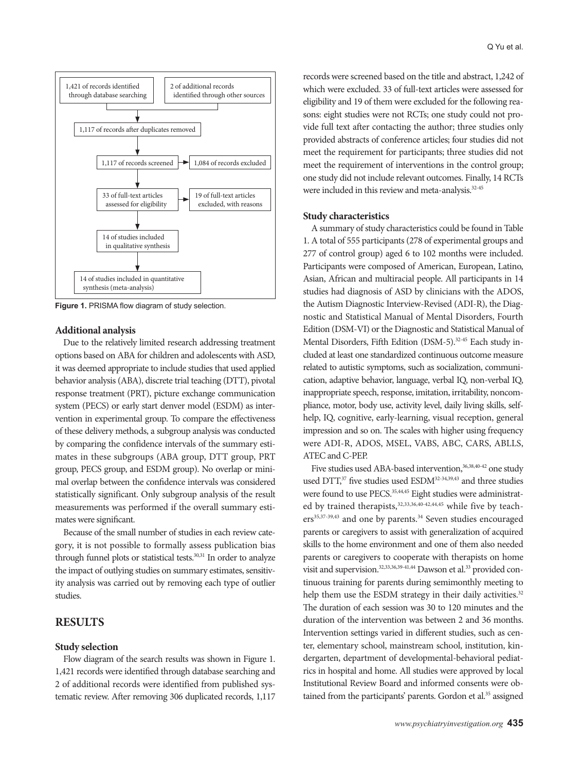1,421 of records identified through database searching

2 of additional records identified through other sources

1,117 of records after duplicates removed

1,117 of records screened → 1,084 of records excluded

33 of full-text articles assessed for eligibility → 19 of full-text articles excluded, with reasons

14 of studies included in qualitative synthesis

14 of studies included in quantitative synthesis (meta-analysis)

**Figure 1.** PRISMA flow diagram of study selection.

### Additional analysis

Due to the relatively limited research addressing treatment options based on ABA for children and adolescents with ASD, it was deemed appropriate to include studies that used applied behavior analysis (ABA), discrete trial teaching (DTT), pivotal response treatment (PRT), picture exchange communication system (PECS) or early start denver model (ESDM) as intervention in experimental group. To compare the effectiveness of these delivery methods, a subgroup analysis was conducted by comparing the confidence intervals of the summary estimates in these subgroups (ABA group, DTT group, PRT group, PECS group, and ESDM group). No overlap or minimal overlap between the confidence intervals was considered statistically significant. Only subgroup analysis of the result measurements was performed if the overall summary estimates were significant.

Because of the small number of studies in each review category, it is not possible to formally assess publication bias through funnel plots or statistical tests.[30,31] In order to analyze the impact of outlying studies on summary estimates, sensitivity analysis was carried out by removing each type of outlier studies.

## RESULTS

### Study selection

Flow diagram of the search results was shown in Figure 1. 1,421 records were identified through database searching and 2 of additional records were identified from published systematic review. After removing 306 duplicated records, 1,117 records were screened based on the title and abstract, 1,242 of which were excluded. 33 of full-text articles were assessed for eligibility and 19 of them were excluded for the following reasons: eight studies were not RCTs; one study could not provide full text after contacting the author; three studies only provided abstracts of conference articles; four studies did not meet the requirement for participants; three studies did not meet the requirement of interventions in the control group; one study did not include relevant outcomes. Finally, 14 RCTs were included in this review and meta-analysis.[32-45]

### Study characteristics

A summary of study characteristics could be found in Table 1. A total of 555 participants (278 of experimental groups and 277 of control group) aged 6 to 102 months were included. Participants were composed of American, European, Latino, Asian, African and multiracial people. All participants in 14 studies had diagnosis of ASD by clinicians with the ADOS, the Autism Diagnostic Interview-Revised (ADI-R), the Diagnostic and Statistical Manual of Mental Disorders, Fourth Edition (DSM-VI) or the Diagnostic and Statistical Manual of Mental Disorders, Fifth Edition (DSM-5).[32-45] Each study included at least one standardized continuous outcome measure related to autistic symptoms, such as socialization, communication, adaptive behavior, language, verbal IQ, non-verbal IQ, inappropriate speech, response, imitation, irritability, noncompliance, motor, body use, activity level, daily living skills, self-help, IQ, cognitive, early-learning, visual reception, general impression and so on. The scales with higher using frequency were ADI-R, ADOS, MSEL, VABS, ABC, CARS, ABLLS, ATEC and C-PEP.

Five studies used ABA-based intervention,[36,38,40-42] one study used DTT,[37] five studies used ESDM[32-34,39,43] and three studies were found to use PECS.[35,44,45] Eight studies were administrated by trained therapists,[32,33,36,40-42,44,45] while five by teachers[35,37-39,43] and one by parents.[34] Seven studies encouraged parents or caregivers to assist with generalization of acquired skills to the home environment and one of them also needed parents or caregivers to cooperate with therapists on home visit and supervision.[32,33,36,39-41,44] Dawson et al.[33] provided continuous training for parents during semimonthly meeting to help them use the ESDM strategy in their daily activities.[32] The duration of each session was 30 to 120 minutes and the duration of the intervention was between 2 and 36 months. Intervention settings varied in different studies, such as center, elementary school, mainstream school, institution, kindergarten, department of developmental-behavioral pediatrics in hospital and home. All studies were approved by local Institutional Review Board and informed consents were obtained from the participants' parents. Gordon et al.[35] assigned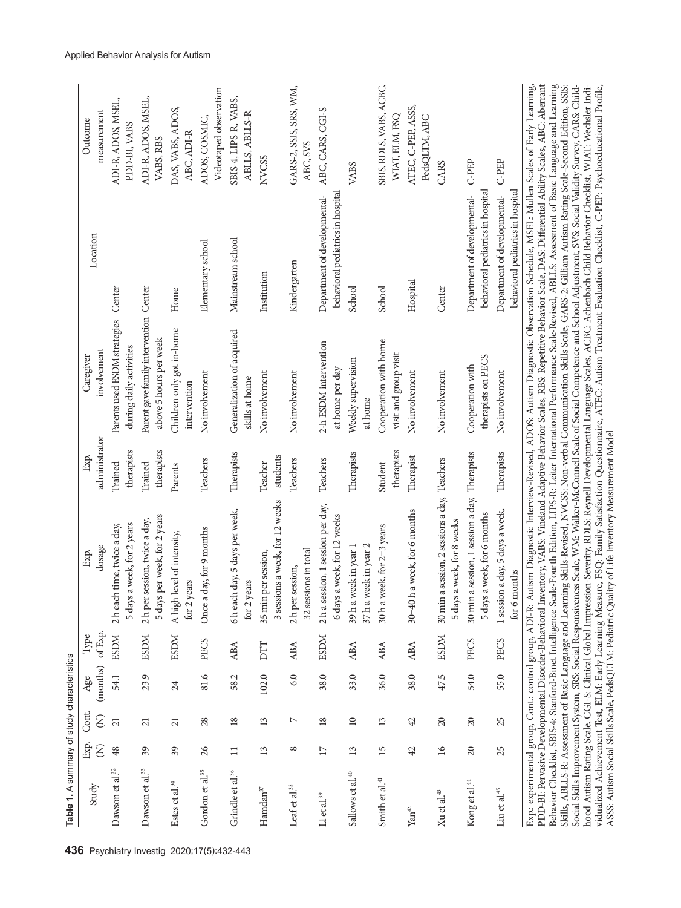**Table 1.** A summary of study characteristics

| Study | Exp. (N) | Cont. (N) | Age (months) | Type of Exp. | Exp. dosage | Exp. administrator | Caregiver involvement | Location | Outcome measurement |
|---|---|---|---|---|---|---|---|---|---|
| Dawson et al.[32] | 48 | 21 | 54.1 | ESDM | 2 h each time, twice a day, 5 days a week, for 2 years | Trained therapists | Parents used ESDM strategies during daily activities | Center | ADI-R, ADOS, MSEL, PDD-BI, VABS |
| Dawson et al.[33] | 39 | 21 | 23.9 | ESDM | 2 h per session, twice a day, 5 days per week, for 2 years | Trained therapists | Parent gave family intervention above 5 hours per week | Center | ADI-R, ADOS, MSEL, VABS, RBS |
| Estes et al.[34] | 39 | 21 | 24 | ESDM | A high level of intensity, for 2 years | Parents | Children only got in-home intervention | Home | DAS, VABS, ADOS, ABC, ADI-R |
| Gordon et al.[35] | 26 | 28 | 81.6 | PECS | Once a day, for 9 months | Teachers | No involvement | Elementary school | ADOS, COSMIC, Videotaped observation |
| Grindle et al.[36] | 11 | 18 | 58.2 | ABA | 6 h each day, 5 days per week, for 2 years | Therapists | Generalization of acquired skills at home | Mainstream school | SBIS-4, LIPS-R, VABS, ABLLS, ABLLS-R |
| Hamdan[37] | 13 | 13 | 102.0 | DTT | 35 min per session, 3 sessions a week, for 12 weeks | Teacher students | No involvement | Institution | NVCSS |
| Leaf et al.[38] | 8 | 7 | 6.0 | ABA | 2 h per session, 32 sessions in total | Teachers | No involvement | Kindergarten | GARS-2, SSIS, SRS, WM, ABC, SVS |
| Li et al.[39] | 17 | 18 | 38.0 | ESDM | 2 h a session, 1 session per day, 6 days a week, for 12 weeks | Teachers | 2-h ESDM intervention at home per day | Department of developmental-behavioral pediatrics in hospital | ABC, CARS, CGI-S |
| Sallows et al.[40] | 13 | 10 | 33.0 | ABA | 39 h a week in year 1 37 h a week in year 2 | Therapists | Weekly supervision at home | School | VABS |
| Smith et al.[41] | 15 | 13 | 36.0 | ABA | 30 h a week, for 2–3 years | Student therapists | Cooperation with home visit and group visit | School | SBIS, RDLS, VABS, ACBC, WIAT, ELM, FSQ |
| Yan[42] | 42 | 42 | 38.0 | ABA | 30–40 h a week, for 6 months | Therapist | No involvement | Hospital | ATEC, C-PEP, ASSS, PedsQLTM, ABC |
| Xu et al.[43] | 16 | 20 | 47.5 | ESDM | 30 min a session, 2 sessions a day, 5 days a week, for 8 weeks | Teachers | No involvement | Center | CARS |
| Kong et al.[44] | 20 | 20 | 54.0 | PECS | 30 min a session, 1 session a day, 5 days a week, for 6 months | Therapists | Cooperation with therapists on PECS | Department of developmental-behavioral pediatrics in hospital | C-PEP |
| Liu et al.[45] | 25 | 25 | 55.0 | PECS | 1 session a day, 5 days a week, for 6 months | Therapists | No involvement | Department of developmental-behavioral pediatrics in hospital | C-PEP |

Exp.: experimental group, Cont.: control group, ADI-R: Autism Diagnostic Interview-Revised, ADOS: Autism Diagnostic Observation Schedule, MSEL: Mullen Scales of Early Learning, PDD-BI: Pervasive Developmental Disorder-Behavioral Inventory, VABS: Vineland Adaptive Behavior Scales, RBS: Repetitive Behavior Scale, DAS: Differential Ability Scales, ABC: Aberrant Behavior Checklist, SBIS-4: Stanford-Binet Intelligence Scale-Fourth Edition, LIPS-R: Leiter International Performance Scale-Revised, ABLLS: Assessment of Basic Language and Learning Skills, ABLLS-R: Assessment of Basic Language and Learning Skills-Revised, NVCSS: Non-verbal Communication Skills Scale, GARS-2: Gilliam Autism Rating Scale-Second Edition, SSIS: Social Skills Improvement System, SRS: Social Responsiveness Scale, WM: Walker-McConnell Scale of Social Competence and School Adjustment, SVS: Social Validity Survey, CARS: Childhood Autism Rating Scale, CGI-S: Clinical Global Impression-Severity, RDLS: Reynell Developmental Language Scales, ACBC: Achenbach Child Behavior Checklist, WIAT: Wechsler Individualized Achievement Test, ELM: Early Learning Measure, FSQ: Family Satisfaction Questionnaire, ATEC: Autism Treatment Evaluation Checklist, C-PEP: Psychoeducational Profile, ASSS: Autism Social Skills Scale, PedsQLTM: Pediatric Quality of Life Inventory Measurement Model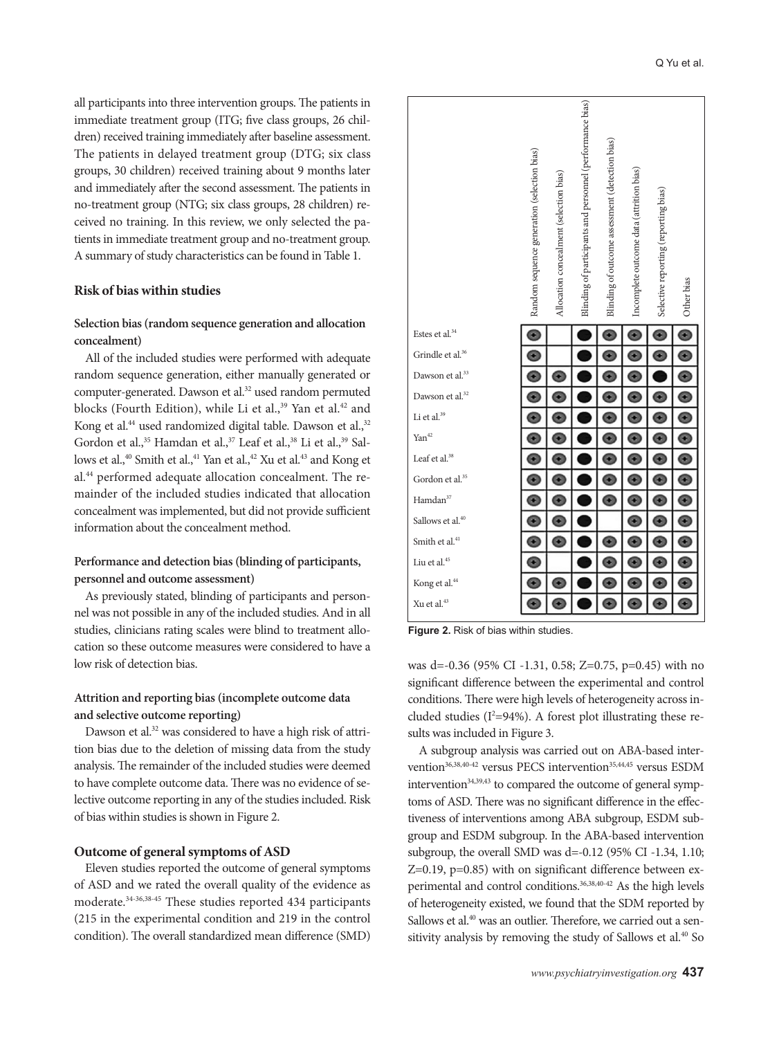all participants into three intervention groups. The patients in immediate treatment group (ITG; five class groups, 26 children) received training immediately after baseline assessment. The patients in delayed treatment group (DTG; six class groups, 30 children) received training about 9 months later and immediately after the second assessment. The patients in no-treatment group (NTG; six class groups, 28 children) received no training. In this review, we only selected the patients in immediate treatment group and no-treatment group. A summary of study characteristics can be found in Table 1.

### Risk of bias within studies

#### Selection bias (random sequence generation and allocation concealment)

All of the included studies were performed with adequate random sequence generation, either manually generated or computer-generated. Dawson et al.[32] used random permuted blocks (Fourth Edition), while Li et al.,[39] Yan et al.[42] and Kong et al.[44] used randomized digital table. Dawson et al.,[32] Gordon et al.,[35] Hamdan et al.,[37] Leaf et al.,[38] Li et al.,[39] Sallows et al.,[40] Smith et al.,[41] Yan et al.,[42] Xu et al.[43] and Kong et al.[44] performed adequate allocation concealment. The remainder of the included studies indicated that allocation concealment was implemented, but did not provide sufficient information about the concealment method.

#### Performance and detection bias (blinding of participants, personnel and outcome assessment)

As previously stated, blinding of participants and personnel was not possible in any of the included studies. And in all studies, clinicians rating scales were blind to treatment allocation so these outcome measures were considered to have a low risk of detection bias.

#### Attrition and reporting bias (incomplete outcome data and selective outcome reporting)

Dawson et al.[32] was considered to have a high risk of attrition bias due to the deletion of missing data from the study analysis. The remainder of the included studies were deemed to have complete outcome data. There was no evidence of selective outcome reporting in any of the studies included. Risk of bias within studies is shown in Figure 2.

| | Random sequence generation (selection bias) | Allocation concealment (selection bias) | Blinding of participants and personnel (performance bias) | Blinding of outcome assessment (detection bias) | Incomplete outcome data (attrition bias) | Selective reporting (reporting bias) | Other bias |
|---|---|---|---|---|---|---|---|
| Estes et al.[34] | + | | − | + | + | + | + |
| Grindle et al.[36] | + | | − | + | + | + | + |
| Dawson et al.[33] | + | + | − | + | + | − | + |
| Dawson et al.[32] | + | + | − | + | + | + | + |
| Li et al.[39] | + | + | − | + | + | + | + |
| Yan[42] | + | + | − | + | + | + | + |
| Leaf et al.[38] | + | + | − | + | + | + | + |
| Gordon et al.[35] | + | + | − | + | + | + | + |
| Hamdan[37] | + | + | − | + | + | + | + |
| Sallows et al.[40] | + | + | − | | + | + | + |
| Smith et al.[41] | + | + | − | + | + | + | + |
| Liu et al.[45] | + | | − | + | + | + | + |
| Kong et al.[44] | + | + | − | + | + | + | + |
| Xu et al.[43] | + | + | − | + | + | + | + |

**Figure 2.** Risk of bias within studies.

### Outcome of general symptoms of ASD

Eleven studies reported the outcome of general symptoms of ASD and we rated the overall quality of the evidence as moderate.[34-36,38-45] These studies reported 434 participants (215 in the experimental condition and 219 in the control condition). The overall standardized mean difference (SMD) was d=-0.36 (95% CI -1.31, 0.58; Z=0.75, p=0.45) with no significant difference between the experimental and control conditions. There were high levels of heterogeneity across included studies ($I^2$=94%). A forest plot illustrating these results was included in Figure 3.

A subgroup analysis was carried out on ABA-based intervention[36,38,40-42] versus PECS intervention[35,44,45] versus ESDM intervention[34,39,43] to compared the outcome of general symptoms of ASD. There was no significant difference in the effectiveness of interventions among ABA subgroup, ESDM subgroup and ESDM subgroup. In the ABA-based intervention subgroup, the overall SMD was d=-0.12 (95% CI -1.34, 1.10; Z=0.19, p=0.85) with on significant difference between experimental and control conditions.[36,38,40-42] As the high levels of heterogeneity existed, we found that the SDM reported by Sallows et al.[40] was an outlier. Therefore, we carried out a sensitivity analysis by removing the study of Sallows et al.[40] So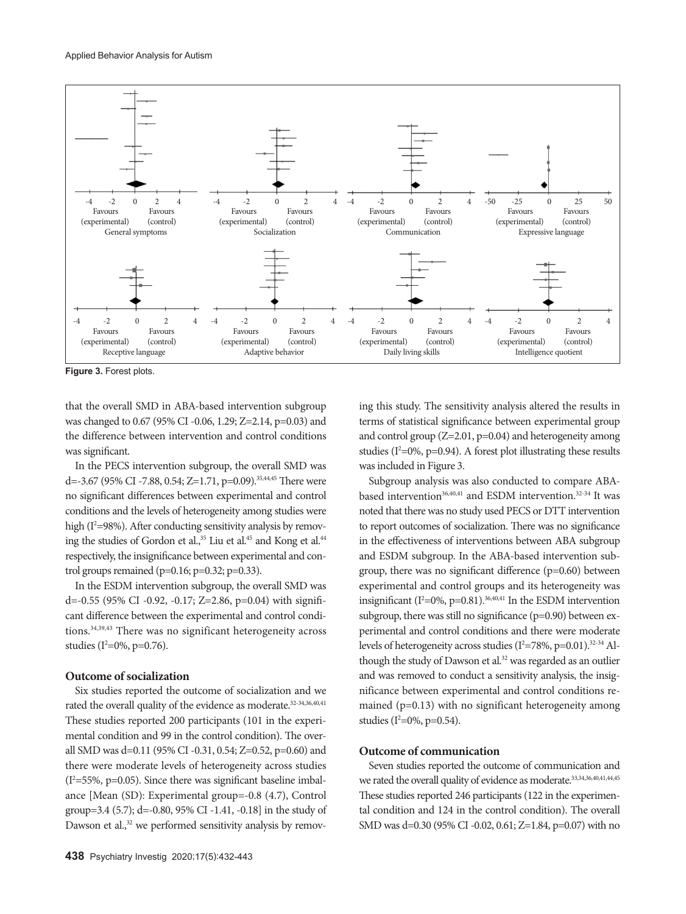Figure 3. Forest plots.

that the overall SMD in ABA-based intervention subgroup was changed to 0.67 (95% CI -0.06, 1.29; Z=2.14, p=0.03) and the difference between intervention and control conditions was significant.

In the PECS intervention subgroup, the overall SMD was d=-3.67 (95% CI -7.88, 0.54; Z=1.71, p=0.09).[35,44,45] There were no significant differences between experimental and control conditions and the levels of heterogeneity among studies were high ($I^2$=98%). After conducting sensitivity analysis by removing the studies of Gordon et al.,[35] Liu et al.[45] and Kong et al.[44] respectively, the insignificance between experimental and control groups remained (p=0.16; p=0.32; p=0.33).

In the ESDM intervention subgroup, the overall SMD was d=-0.55 (95% CI -0.92, -0.17; Z=2.86, p=0.04) with significant difference between the experimental and control conditions.[34,39,43] There was no significant heterogeneity across studies ($I^2$=0%, p=0.76).

### Outcome of socialization

Six studies reported the outcome of socialization and we rated the overall quality of the evidence as moderate.[32-34,36,40,41] These studies reported 200 participants (101 in the experimental condition and 99 in the control condition). The overall SMD was d=0.11 (95% CI -0.31, 0.54; Z=0.52, p=0.60) and there were moderate levels of heterogeneity across studies ($I^2$=55%, p=0.05). Since there was significant baseline imbalance [Mean (SD): Experimental group=-0.8 (4.7), Control group=3.4 (5.7); d=-0.80, 95% CI -1.41, -0.18] in the study of Dawson et al.,[32] we performed sensitivity analysis by removing this study. The sensitivity analysis altered the results in terms of statistical significance between experimental group and control group (Z=2.01, p=0.04) and heterogeneity among studies ($I^2$=0%, p=0.94). A forest plot illustrating these results was included in Figure 3.

Subgroup analysis was also conducted to compare ABA-based intervention[36,40,41] and ESDM intervention.[32-34] It was noted that there was no study used PECS or DTT intervention to report outcomes of socialization. There was no significance in the effectiveness of interventions between ABA subgroup and ESDM subgroup. In the ABA-based intervention subgroup, there was no significant difference (p=0.60) between experimental and control groups and its heterogeneity was insignificant ($I^2$=0%, p=0.81).[36,40,41] In the ESDM intervention subgroup, there was still no significance (p=0.90) between experimental and control conditions and there were moderate levels of heterogeneity across studies ($I^2$=78%, p=0.01).[32-34] Although the study of Dawson et al.[32] was regarded as an outlier and was removed to conduct a sensitivity analysis, the insignificance between experimental and control conditions remained (p=0.13) with no significant heterogeneity among studies ($I^2$=0%, p=0.54).

### Outcome of communication

Seven studies reported the outcome of communication and we rated the overall quality of evidence as moderate.[33,34,36,40,41,44,45] These studies reported 246 participants (122 in the experimental condition and 124 in the control condition). The overall SMD was d=0.30 (95% CI -0.02, 0.61; Z=1.84, p=0.07) with no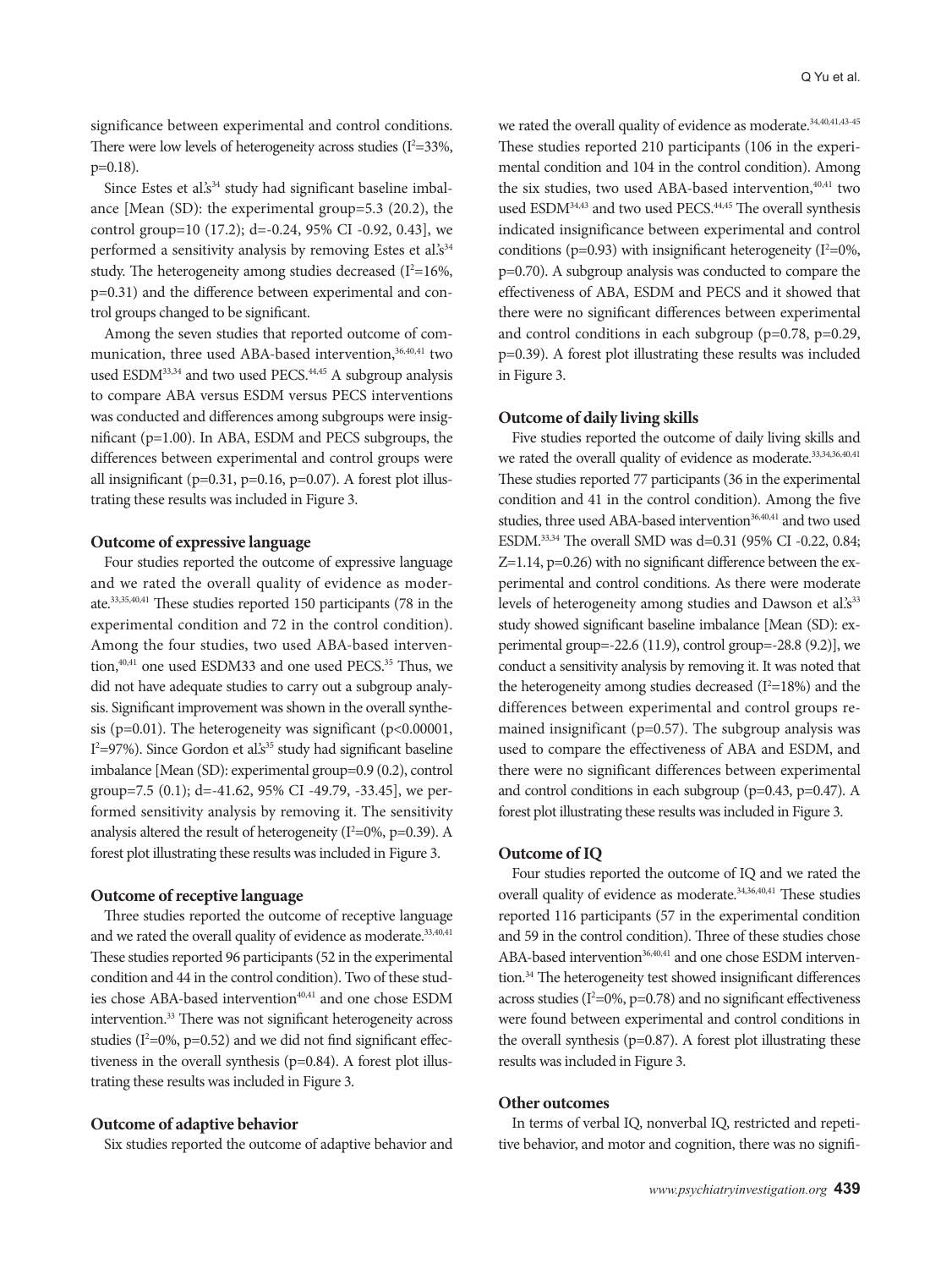significance between experimental and control conditions. There were low levels of heterogeneity across studies ($I^2$=33%, p=0.18).

Since Estes et al.'s[34] study had significant baseline imbalance [Mean (SD): the experimental group=5.3 (20.2), the control group=10 (17.2); d=-0.24, 95% CI -0.92, 0.43], we performed a sensitivity analysis by removing Estes et al.'s[34] study. The heterogeneity among studies decreased ($I^2$=16%, p=0.31) and the difference between experimental and control groups changed to be significant.

Among the seven studies that reported outcome of communication, three used ABA-based intervention,[36,40,41] two used ESDM[33,34] and two used PECS.[44,45] A subgroup analysis to compare ABA versus ESDM versus PECS interventions was conducted and differences among subgroups were insignificant (p=1.00). In ABA, ESDM and PECS subgroups, the differences between experimental and control groups were all insignificant (p=0.31, p=0.16, p=0.07). A forest plot illustrating these results was included in Figure 3.

### Outcome of expressive language

Four studies reported the outcome of expressive language and we rated the overall quality of evidence as moderate.[33,35,40,41] These studies reported 150 participants (78 in the experimental condition and 72 in the control condition). Among the four studies, two used ABA-based intervention,[40,41] one used ESDM33 and one used PECS.[35] Thus, we did not have adequate studies to carry out a subgroup analysis. Significant improvement was shown in the overall synthesis (p=0.01). The heterogeneity was significant (p<0.00001, $I^2$=97%). Since Gordon et al.'s[35] study had significant baseline imbalance [Mean (SD): experimental group=0.9 (0.2), control group=7.5 (0.1); d=-41.62, 95% CI -49.79, -33.45], we performed sensitivity analysis by removing it. The sensitivity analysis altered the result of heterogeneity ($I^2$=0%, p=0.39). A forest plot illustrating these results was included in Figure 3.

### Outcome of receptive language

Three studies reported the outcome of receptive language and we rated the overall quality of evidence as moderate.[33,40,41] These studies reported 96 participants (52 in the experimental condition and 44 in the control condition). Two of these studies chose ABA-based intervention[40,41] and one chose ESDM intervention.[33] There was not significant heterogeneity across studies ($I^2$=0%, p=0.52) and we did not find significant effectiveness in the overall synthesis (p=0.84). A forest plot illustrating these results was included in Figure 3.

### Outcome of adaptive behavior

Six studies reported the outcome of adaptive behavior and we rated the overall quality of evidence as moderate.[34,40,41,43-45] These studies reported 210 participants (106 in the experimental condition and 104 in the control condition). Among the six studies, two used ABA-based intervention,[40,41] two used ESDM[34,43] and two used PECS.[44,45] The overall synthesis indicated insignificance between experimental and control conditions (p=0.93) with insignificant heterogeneity ($I^2$=0%, p=0.70). A subgroup analysis was conducted to compare the effectiveness of ABA, ESDM and PECS and it showed that there were no significant differences between experimental and control conditions in each subgroup (p=0.78, p=0.29, p=0.39). A forest plot illustrating these results was included in Figure 3.

### Outcome of daily living skills

Five studies reported the outcome of daily living skills and we rated the overall quality of evidence as moderate.[33,34,36,40,41] These studies reported 77 participants (36 in the experimental condition and 41 in the control condition). Among the five studies, three used ABA-based intervention[36,40,41] and two used ESDM.[33,34] The overall SMD was d=0.31 (95% CI -0.22, 0.84; Z=1.14, p=0.26) with no significant difference between the experimental and control conditions. As there were moderate levels of heterogeneity among studies and Dawson et al.'s[33] study showed significant baseline imbalance [Mean (SD): experimental group=-22.6 (11.9), control group=-28.8 (9.2)], we conduct a sensitivity analysis by removing it. It was noted that the heterogeneity among studies decreased ($I^2$=18%) and the differences between experimental and control groups remained insignificant (p=0.57). The subgroup analysis was used to compare the effectiveness of ABA and ESDM, and there were no significant differences between experimental and control conditions in each subgroup (p=0.43, p=0.47). A forest plot illustrating these results was included in Figure 3.

### Outcome of IQ

Four studies reported the outcome of IQ and we rated the overall quality of evidence as moderate.[34,36,40,41] These studies reported 116 participants (57 in the experimental condition and 59 in the control condition). Three of these studies chose ABA-based intervention[36,40,41] and one chose ESDM intervention.[34] The heterogeneity test showed insignificant differences across studies ($I^2$=0%, p=0.78) and no significant effectiveness were found between experimental and control conditions in the overall synthesis (p=0.87). A forest plot illustrating these results was included in Figure 3.

### Other outcomes

In terms of verbal IQ, nonverbal IQ, restricted and repetitive behavior, and motor and cognition, there was no signifi-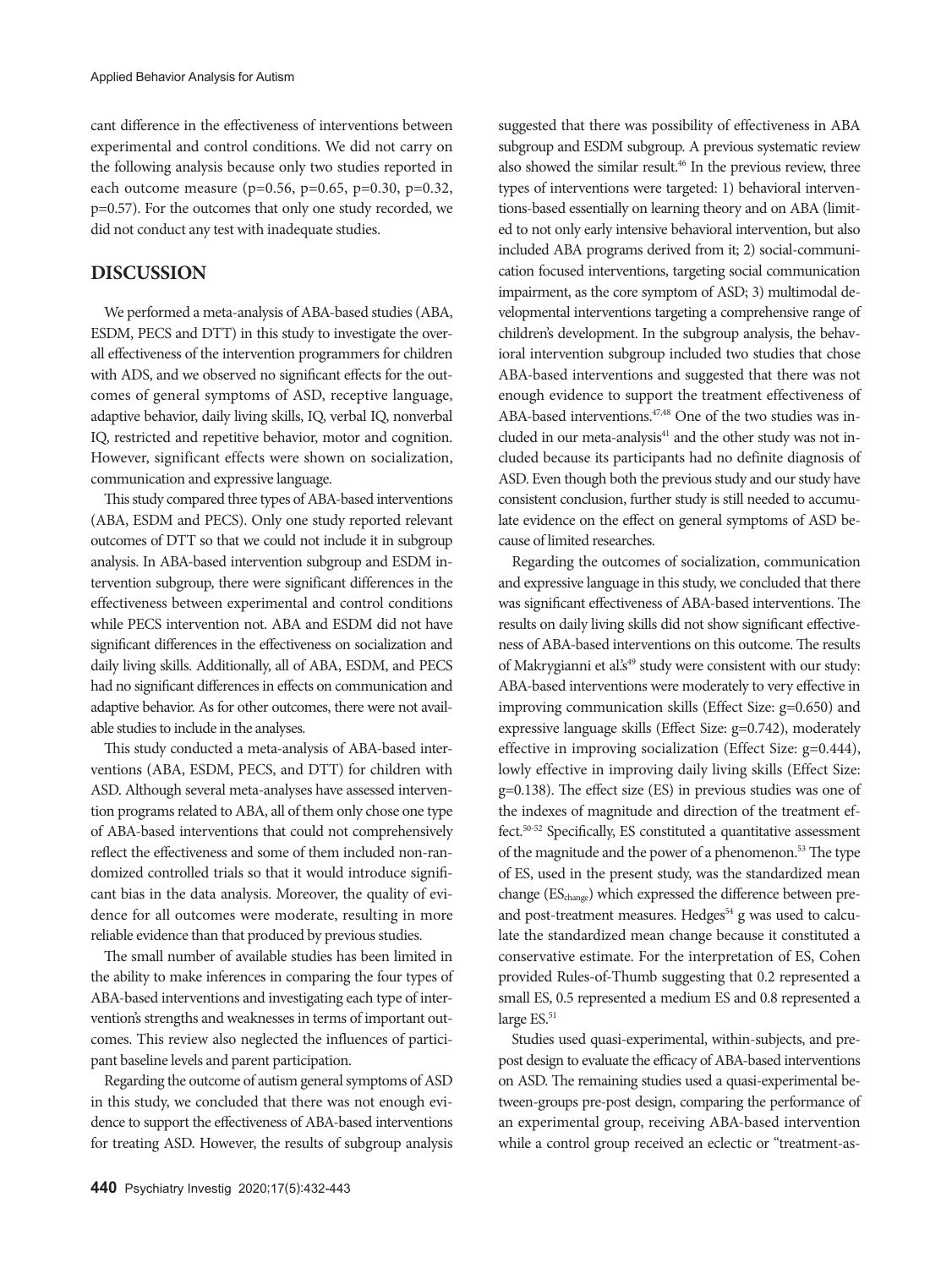cant difference in the effectiveness of interventions between experimental and control conditions. We did not carry on the following analysis because only two studies reported in each outcome measure (p=0.56, p=0.65, p=0.30, p=0.32, p=0.57). For the outcomes that only one study recorded, we did not conduct any test with inadequate studies.

## DISCUSSION

We performed a meta-analysis of ABA-based studies (ABA, ESDM, PECS and DTT) in this study to investigate the overall effectiveness of the intervention programmers for children with ADS, and we observed no significant effects for the outcomes of general symptoms of ASD, receptive language, adaptive behavior, daily living skills, IQ, verbal IQ, nonverbal IQ, restricted and repetitive behavior, motor and cognition. However, significant effects were shown on socialization, communication and expressive language.

This study compared three types of ABA-based interventions (ABA, ESDM and PECS). Only one study reported relevant outcomes of DTT so that we could not include it in subgroup analysis. In ABA-based intervention subgroup and ESDM intervention subgroup, there were significant differences in the effectiveness between experimental and control conditions while PECS intervention not. ABA and ESDM did not have significant differences in the effectiveness on socialization and daily living skills. Additionally, all of ABA, ESDM, and PECS had no significant differences in effects on communication and adaptive behavior. As for other outcomes, there were not available studies to include in the analyses.

This study conducted a meta-analysis of ABA-based interventions (ABA, ESDM, PECS, and DTT) for children with ASD. Although several meta-analyses have assessed intervention programs related to ABA, all of them only chose one type of ABA-based interventions that could not comprehensively reflect the effectiveness and some of them included non-randomized controlled trials so that it would introduce significant bias in the data analysis. Moreover, the quality of evidence for all outcomes were moderate, resulting in more reliable evidence than that produced by previous studies.

The small number of available studies has been limited in the ability to make inferences in comparing the four types of ABA-based interventions and investigating each type of intervention's strengths and weaknesses in terms of important outcomes. This review also neglected the influences of participant baseline levels and parent participation.

Regarding the outcome of autism general symptoms of ASD in this study, we concluded that there was not enough evidence to support the effectiveness of ABA-based interventions for treating ASD. However, the results of subgroup analysis suggested that there was possibility of effectiveness in ABA subgroup and ESDM subgroup. A previous systematic review also showed the similar result.[46] In the previous review, three types of interventions were targeted: 1) behavioral interventions-based essentially on learning theory and on ABA (limited to not only early intensive behavioral intervention, but also included ABA programs derived from it; 2) social-communication focused interventions, targeting social communication impairment, as the core symptom of ASD; 3) multimodal developmental interventions targeting a comprehensive range of children's development. In the subgroup analysis, the behavioral intervention subgroup included two studies that chose ABA-based interventions and suggested that there was not enough evidence to support the treatment effectiveness of ABA-based interventions.[47,48] One of the two studies was included in our meta-analysis[41] and the other study was not included because its participants had no definite diagnosis of ASD. Even though both the previous study and our study have consistent conclusion, further study is still needed to accumulate evidence on the effect on general symptoms of ASD because of limited researches.

Regarding the outcomes of socialization, communication and expressive language in this study, we concluded that there was significant effectiveness of ABA-based interventions. The results on daily living skills did not show significant effectiveness of ABA-based interventions on this outcome. The results of Makrygianni et al.'s[49] study were consistent with our study: ABA-based interventions were moderately to very effective in improving communication skills (Effect Size: g=0.650) and expressive language skills (Effect Size: g=0.742), moderately effective in improving socialization (Effect Size: g=0.444), lowly effective in improving daily living skills (Effect Size: g=0.138). The effect size (ES) in previous studies was one of the indexes of magnitude and direction of the treatment effect.[50-52] Specifically, ES constituted a quantitative assessment of the magnitude and the power of a phenomenon.[53] The type of ES, used in the present study, was the standardized mean change ($ES_{change}$) which expressed the difference between pre- and post-treatment measures. Hedges[54] g was used to calculate the standardized mean change because it constituted a conservative estimate. For the interpretation of ES, Cohen provided Rules-of-Thumb suggesting that 0.2 represented a small ES, 0.5 represented a medium ES and 0.8 represented a large ES.[51]

Studies used quasi-experimental, within-subjects, and pre-post design to evaluate the efficacy of ABA-based interventions on ASD. The remaining studies used a quasi-experimental between-groups pre-post design, comparing the performance of an experimental group, receiving ABA-based intervention while a control group received an eclectic or "treatment-as-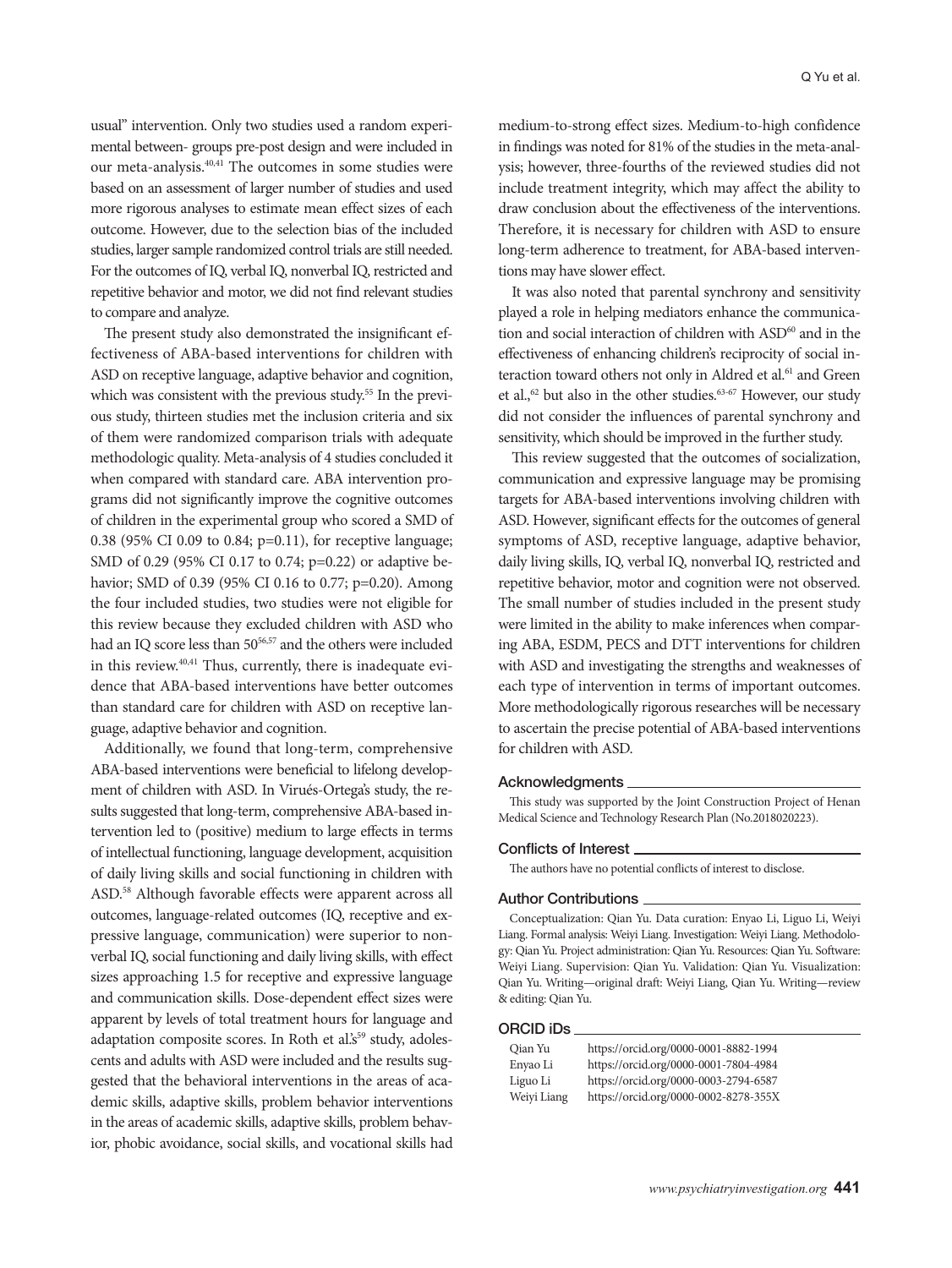usual" intervention. Only two studies used a random experimental between- groups pre-post design and were included in our meta-analysis.[40,41] The outcomes in some studies were based on an assessment of larger number of studies and used more rigorous analyses to estimate mean effect sizes of each outcome. However, due to the selection bias of the included studies, larger sample randomized control trials are still needed. For the outcomes of IQ, verbal IQ, nonverbal IQ, restricted and repetitive behavior and motor, we did not find relevant studies to compare and analyze.

The present study also demonstrated the insignificant effectiveness of ABA-based interventions for children with ASD on receptive language, adaptive behavior and cognition, which was consistent with the previous study.[55] In the previous study, thirteen studies met the inclusion criteria and six of them were randomized comparison trials with adequate methodologic quality. Meta-analysis of 4 studies concluded it when compared with standard care. ABA intervention programs did not significantly improve the cognitive outcomes of children in the experimental group who scored a SMD of 0.38 (95% CI 0.09 to 0.84; p=0.11), for receptive language; SMD of 0.29 (95% CI 0.17 to 0.74; p=0.22) or adaptive behavior; SMD of 0.39 (95% CI 0.16 to 0.77; p=0.20). Among the four included studies, two studies were not eligible for this review because they excluded children with ASD who had an IQ score less than 50[56,57] and the others were included in this review.[40,41] Thus, currently, there is inadequate evidence that ABA-based interventions have better outcomes than standard care for children with ASD on receptive language, adaptive behavior and cognition.

Additionally, we found that long-term, comprehensive ABA-based interventions were beneficial to lifelong development of children with ASD. In Virués-Ortega's study, the results suggested that long-term, comprehensive ABA-based intervention led to (positive) medium to large effects in terms of intellectual functioning, language development, acquisition of daily living skills and social functioning in children with ASD.[58] Although favorable effects were apparent across all outcomes, language-related outcomes (IQ, receptive and expressive language, communication) were superior to nonverbal IQ, social functioning and daily living skills, with effect sizes approaching 1.5 for receptive and expressive language and communication skills. Dose-dependent effect sizes were apparent by levels of total treatment hours for language and adaptation composite scores. In Roth et al.'s[59] study, adolescents and adults with ASD were included and the results suggested that the behavioral interventions in the areas of academic skills, adaptive skills, problem behavior interventions in the areas of academic skills, adaptive skills, problem behavior, phobic avoidance, social skills, and vocational skills had medium-to-strong effect sizes. Medium-to-high confidence in findings was noted for 81% of the studies in the meta-analysis; however, three-fourths of the reviewed studies did not include treatment integrity, which may affect the ability to draw conclusion about the effectiveness of the interventions. Therefore, it is necessary for children with ASD to ensure long-term adherence to treatment, for ABA-based interventions may have slower effect.

It was also noted that parental synchrony and sensitivity played a role in helping mediators enhance the communication and social interaction of children with ASD[60] and in the effectiveness of enhancing children's reciprocity of social interaction toward others not only in Aldred et al.[61] and Green et al.,[62] but also in the other studies.[63-67] However, our study did not consider the influences of parental synchrony and sensitivity, which should be improved in the further study.

This review suggested that the outcomes of socialization, communication and expressive language may be promising targets for ABA-based interventions involving children with ASD. However, significant effects for the outcomes of general symptoms of ASD, receptive language, adaptive behavior, daily living skills, IQ, verbal IQ, nonverbal IQ, restricted and repetitive behavior, motor and cognition were not observed. The small number of studies included in the present study were limited in the ability to make inferences when comparing ABA, ESDM, PECS and DTT interventions for children with ASD and investigating the strengths and weaknesses of each type of intervention in terms of important outcomes. More methodologically rigorous researches will be necessary to ascertain the precise potential of ABA-based interventions for children with ASD.

## Acknowledgments

This study was supported by the Joint Construction Project of Henan Medical Science and Technology Research Plan (No.2018020223).

## Conflicts of Interest

The authors have no potential conflicts of interest to disclose.

## Author Contributions

Conceptualization: Qian Yu. Data curation: Enyao Li, Liguo Li, Weiyi Liang. Formal analysis: Weiyi Liang. Investigation: Weiyi Liang. Methodology: Qian Yu. Project administration: Qian Yu. Resources: Qian Yu. Software: Weiyi Liang. Supervision: Qian Yu. Validation: Qian Yu. Visualization: Qian Yu. Writing—original draft: Weiyi Liang, Qian Yu. Writing—review & editing: Qian Yu.

## ORCID iDs

| | |
|---|---|
| Qian Yu | https://orcid.org/0000-0001-8882-1994 |
| Enyao Li | https://orcid.org/0000-0001-7804-4984 |
| Liguo Li | https://orcid.org/0000-0003-2794-6587 |
| Weiyi Liang | https://orcid.org/0000-0002-8278-355X |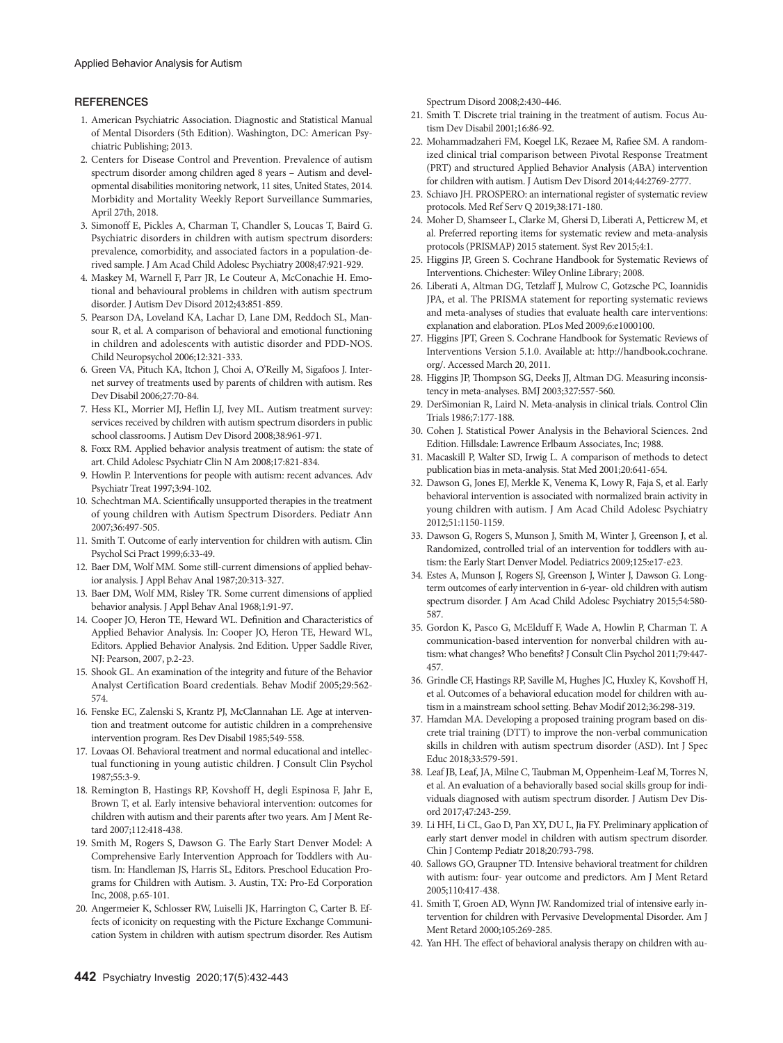## REFERENCES

1. American Psychiatric Association. Diagnostic and Statistical Manual of Mental Disorders (5th Edition). Washington, DC: American Psychiatric Publishing; 2013.
2. Centers for Disease Control and Prevention. Prevalence of autism spectrum disorder among children aged 8 years – Autism and developmental disabilities monitoring network, 11 sites, United States, 2014. Morbidity and Mortality Weekly Report Surveillance Summaries, April 27th, 2018.
3. Simonoff E, Pickles A, Charman T, Chandler S, Loucas T, Baird G. Psychiatric disorders in children with autism spectrum disorders: prevalence, comorbidity, and associated factors in a population-derived sample. J Am Acad Child Adolesc Psychiatry 2008;47:921-929.
4. Maskey M, Warnell F, Parr JR, Le Couteur A, McConachie H. Emotional and behavioural problems in children with autism spectrum disorder. J Autism Dev Disord 2012;43:851-859.
5. Pearson DA, Loveland KA, Lachar D, Lane DM, Reddoch SL, Mansour R, et al. A comparison of behavioral and emotional functioning in children and adolescents with autistic disorder and PDD-NOS. Child Neuropsychol 2006;12:321-333.
6. Green VA, Pituch KA, Itchon J, Choi A, O'Reilly M, Sigafoos J. Internet survey of treatments used by parents of children with autism. Res Dev Disabil 2006;27:70-84.
7. Hess KL, Morrier MJ, Heflin LJ, Ivey ML. Autism treatment survey: services received by children with autism spectrum disorders in public school classrooms. J Autism Dev Disord 2008;38:961-971.
8. Foxx RM. Applied behavior analysis treatment of autism: the state of art. Child Adolesc Psychiatr Clin N Am 2008;17:821-834.
9. Howlin P. Interventions for people with autism: recent advances. Adv Psychiatr Treat 1997;3:94-102.
10. Schechtman MA. Scientifically unsupported therapies in the treatment of young children with Autism Spectrum Disorders. Pediatr Ann 2007;36:497-505.
11. Smith T. Outcome of early intervention for children with autism. Clin Psychol Sci Pract 1999;6:33-49.
12. Baer DM, Wolf MM. Some still-current dimensions of applied behavior analysis. J Appl Behav Anal 1987;20:313-327.
13. Baer DM, Wolf MM, Risley TR. Some current dimensions of applied behavior analysis. J Appl Behav Anal 1968;1:91-97.
14. Cooper JO, Heron TE, Heward WL. Definition and Characteristics of Applied Behavior Analysis. In: Cooper JO, Heron TE, Heward WL, Editors. Applied Behavior Analysis. 2nd Edition. Upper Saddle River, NJ: Pearson, 2007, p.2-23.
15. Shook GL. An examination of the integrity and future of the Behavior Analyst Certification Board credentials. Behav Modif 2005;29:562-574.
16. Fenske EC, Zalenski S, Krantz PJ, McClannahan LE. Age at intervention and treatment outcome for autistic children in a comprehensive intervention program. Res Dev Disabil 1985;549-558.
17. Lovaas OI. Behavioral treatment and normal educational and intellectual functioning in young autistic children. J Consult Clin Psychol 1987;55:3-9.
18. Remington B, Hastings RP, Kovshoff H, degli Espinosa F, Jahr E, Brown T, et al. Early intensive behavioral intervention: outcomes for children with autism and their parents after two years. Am J Ment Retard 2007;112:418-438.
19. Smith M, Rogers S, Dawson G. The Early Start Denver Model: A Comprehensive Early Intervention Approach for Toddlers with Autism. In: Handleman JS, Harris SL, Editors. Preschool Education Programs for Children with Autism. 3. Austin, TX: Pro-Ed Corporation Inc, 2008, p.65-101.
20. Angermeier K, Schlosser RW, Luiselli JK, Harrington C, Carter B. Effects of iconicity on requesting with the Picture Exchange Communication System in children with autism spectrum disorder. Res Autism Spectrum Disord 2008;2:430-446.
21. Smith T. Discrete trial training in the treatment of autism. Focus Autism Dev Disabil 2001;16:86-92.
22. Mohammadzaheri FM, Koegel LK, Rezaee M, Rafiee SM. A randomized clinical trial comparison between Pivotal Response Treatment (PRT) and structured Applied Behavior Analysis (ABA) intervention for children with autism. J Autism Dev Disord 2014;44:2769-2777.
23. Schiavo JH. PROSPERO: an international register of systematic review protocols. Med Ref Serv Q 2019;38:171-180.
24. Moher D, Shamseer L, Clarke M, Ghersi D, Liberati A, Petticrew M, et al. Preferred reporting items for systematic review and meta-analysis protocols (PRISMAP) 2015 statement. Syst Rev 2015;4:1.
25. Higgins JP, Green S. Cochrane Handbook for Systematic Reviews of Interventions. Chichester: Wiley Online Library; 2008.
26. Liberati A, Altman DG, Tetzlaff J, Mulrow C, Gotzsche PC, Ioannidis JPA, et al. The PRISMA statement for reporting systematic reviews and meta-analyses of studies that evaluate health care interventions: explanation and elaboration. PLos Med 2009;6:e1000100.
27. Higgins JPT, Green S. Cochrane Handbook for Systematic Reviews of Interventions Version 5.1.0. Available at: http://handbook.cochrane.org/. Accessed March 20, 2011.
28. Higgins JP, Thompson SG, Deeks JJ, Altman DG. Measuring inconsistency in meta-analyses. BMJ 2003;327:557-560.
29. DerSimonian R, Laird N. Meta-analysis in clinical trials. Control Clin Trials 1986;7:177-188.
30. Cohen J. Statistical Power Analysis in the Behavioral Sciences. 2nd Edition. Hillsdale: Lawrence Erlbaum Associates, Inc; 1988.
31. Macaskill P, Walter SD, Irwig L. A comparison of methods to detect publication bias in meta-analysis. Stat Med 2001;20:641-654.
32. Dawson G, Jones EJ, Merkle K, Venema K, Lowy R, Faja S, et al. Early behavioral intervention is associated with normalized brain activity in young children with autism. J Am Acad Child Adolesc Psychiatry 2012;51:1150-1159.
33. Dawson G, Rogers S, Munson J, Smith M, Winter J, Greenson J, et al. Randomized, controlled trial of an intervention for toddlers with autism: the Early Start Denver Model. Pediatrics 2009;125:e17-e23.
34. Estes A, Munson J, Rogers SJ, Greenson J, Winter J, Dawson G. Long-term outcomes of early intervention in 6-year- old children with autism spectrum disorder. J Am Acad Child Adolesc Psychiatry 2015;54:580-587.
35. Gordon K, Pasco G, McElduff F, Wade A, Howlin P, Charman T. A communication-based intervention for nonverbal children with autism: what changes? Who benefits? J Consult Clin Psychol 2011;79:447-457.
36. Grindle CF, Hastings RP, Saville M, Hughes JC, Huxley K, Kovshoff H, et al. Outcomes of a behavioral education model for children with autism in a mainstream school setting. Behav Modif 2012;36:298-319.
37. Hamdan MA. Developing a proposed training program based on discrete trial training (DTT) to improve the non-verbal communication skills in children with autism spectrum disorder (ASD). Int J Spec Educ 2018;33:579-591.
38. Leaf JB, Leaf, JA, Milne C, Taubman M, Oppenheim-Leaf M, Torres N, et al. An evaluation of a behaviorally based social skills group for individuals diagnosed with autism spectrum disorder. J Autism Dev Disord 2017;47:243-259.
39. Li HH, Li CL, Gao D, Pan XY, DU L, Jia FY. Preliminary application of early start denver model in children with autism spectrum disorder. Chin J Contemp Pediatr 2018;20:793-798.
40. Sallows GO, Graupner TD. Intensive behavioral treatment for children with autism: four- year outcome and predictors. Am J Ment Retard 2005;110:417-438.
41. Smith T, Groen AD, Wynn JW. Randomized trial of intensive early intervention for children with Pervasive Developmental Disorder. Am J Ment Retard 2000;105:269-285.
42. Yan HH. The effect of behavioral analysis therapy on children with au-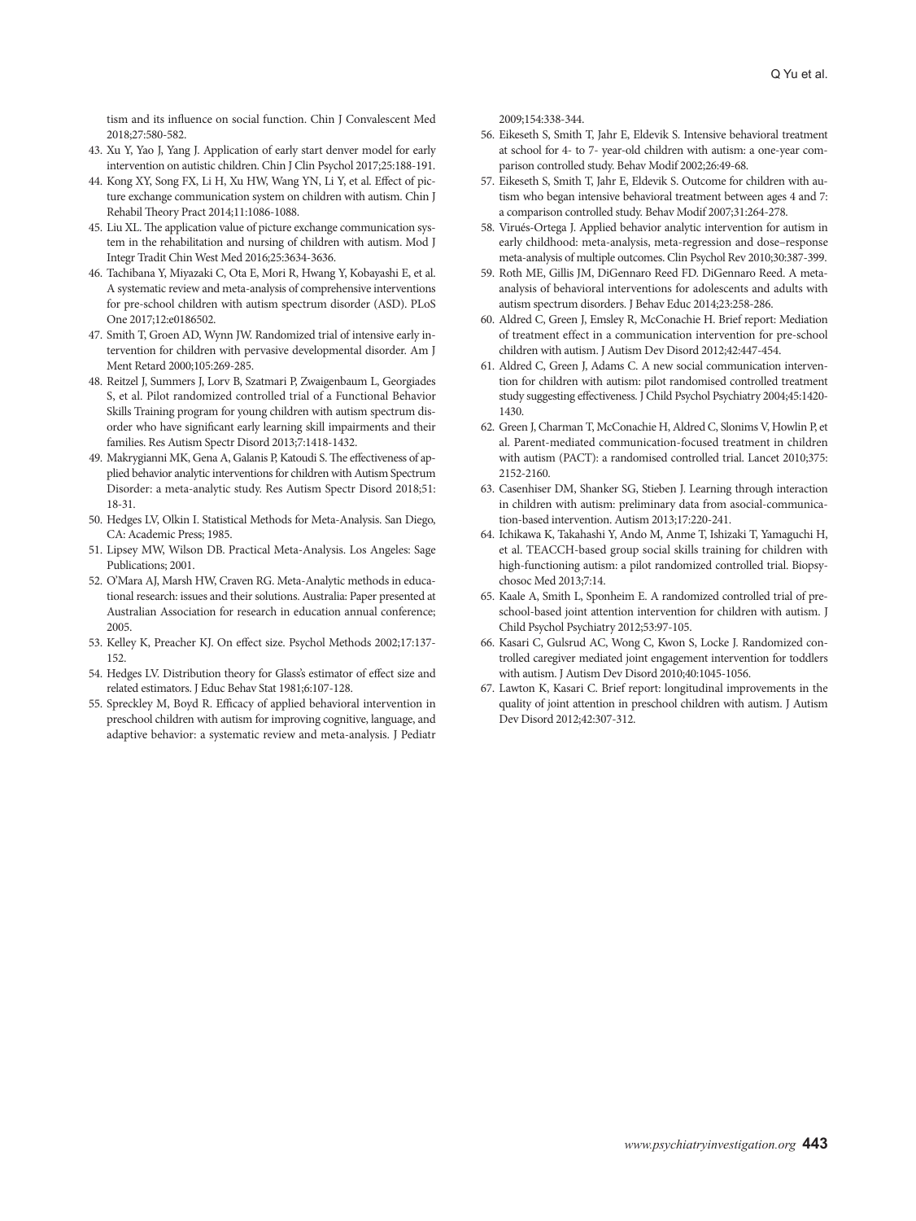tism and its influence on social function. Chin J Convalescent Med 2018;27:580-582.

43. Xu Y, Yao J, Yang J. Application of early start denver model for early intervention on autistic children. Chin J Clin Psychol 2017;25:188-191.
44. Kong XY, Song FX, Li H, Xu HW, Wang YN, Li Y, et al. Effect of picture exchange communication system on children with autism. Chin J Rehabil Theory Pract 2014;11:1086-1088.
45. Liu XL. The application value of picture exchange communication system in the rehabilitation and nursing of children with autism. Mod J Integr Tradit Chin West Med 2016;25:3634-3636.
46. Tachibana Y, Miyazaki C, Ota E, Mori R, Hwang Y, Kobayashi E, et al. A systematic review and meta-analysis of comprehensive interventions for pre-school children with autism spectrum disorder (ASD). PLoS One 2017;12:e0186502.
47. Smith T, Groen AD, Wynn JW. Randomized trial of intensive early intervention for children with pervasive developmental disorder. Am J Ment Retard 2000;105:269-285.
48. Reitzel J, Summers J, Lorv B, Szatmari P, Zwaigenbaum L, Georgiades S, et al. Pilot randomized controlled trial of a Functional Behavior Skills Training program for young children with autism spectrum disorder who have significant early learning skill impairments and their families. Res Autism Spectr Disord 2013;7:1418-1432.
49. Makrygianni MK, Gena A, Galanis P, Katoudi S. The effectiveness of applied behavior analytic interventions for children with Autism Spectrum Disorder: a meta-analytic study. Res Autism Spectr Disord 2018;51:18-31.
50. Hedges LV, Olkin I. Statistical Methods for Meta-Analysis. San Diego, CA: Academic Press; 1985.
51. Lipsey MW, Wilson DB. Practical Meta-Analysis. Los Angeles: Sage Publications; 2001.
52. O'Mara AJ, Marsh HW, Craven RG. Meta-Analytic methods in educational research: issues and their solutions. Australia: Paper presented at Australian Association for research in education annual conference; 2005.
53. Kelley K, Preacher KJ. On effect size. Psychol Methods 2002;17:137-152.
54. Hedges LV. Distribution theory for Glass's estimator of effect size and related estimators. J Educ Behav Stat 1981;6:107-128.
55. Spreckley M, Boyd R. Efficacy of applied behavioral intervention in preschool children with autism for improving cognitive, language, and adaptive behavior: a systematic review and meta-analysis. J Pediatr 2009;154:338-344.
56. Eikeseth S, Smith T, Jahr E, Eldevik S. Intensive behavioral treatment at school for 4- to 7- year-old children with autism: a one-year comparison controlled study. Behav Modif 2002;26:49-68.
57. Eikeseth S, Smith T, Jahr E, Eldevik S. Outcome for children with autism who began intensive behavioral treatment between ages 4 and 7: a comparison controlled study. Behav Modif 2007;31:264-278.
58. Virués-Ortega J. Applied behavior analytic intervention for autism in early childhood: meta-analysis, meta-regression and dose–response meta-analysis of multiple outcomes. Clin Psychol Rev 2010;30:387-399.
59. Roth ME, Gillis JM, DiGennaro Reed FD. DiGennaro Reed. A meta-analysis of behavioral interventions for adolescents and adults with autism spectrum disorders. J Behav Educ 2014;23:258-286.
60. Aldred C, Green J, Emsley R, McConachie H. Brief report: Mediation of treatment effect in a communication intervention for pre-school children with autism. J Autism Dev Disord 2012;42:447-454.
61. Aldred C, Green J, Adams C. A new social communication intervention for children with autism: pilot randomised controlled treatment study suggesting effectiveness. J Child Psychol Psychiatry 2004;45:1420-1430.
62. Green J, Charman T, McConachie H, Aldred C, Slonims V, Howlin P, et al. Parent-mediated communication-focused treatment in children with autism (PACT): a randomised controlled trial. Lancet 2010;375:2152-2160.
63. Casenhiser DM, Shanker SG, Stieben J. Learning through interaction in children with autism: preliminary data from asocial-communication-based intervention. Autism 2013;17:220-241.
64. Ichikawa K, Takahashi Y, Ando M, Anme T, Ishizaki T, Yamaguchi H, et al. TEACCH-based group social skills training for children with high-functioning autism: a pilot randomized controlled trial. Biopsychosoc Med 2013;7:14.
65. Kaale A, Smith L, Sponheim E. A randomized controlled trial of preschool-based joint attention intervention for children with autism. J Child Psychol Psychiatry 2012;53:97-105.
66. Kasari C, Gulsrud AC, Wong C, Kwon S, Locke J. Randomized controlled caregiver mediated joint engagement intervention for toddlers with autism. J Autism Dev Disord 2010;40:1045-1056.
67. Lawton K, Kasari C. Brief report: longitudinal improvements in the quality of joint attention in preschool children with autism. J Autism Dev Disord 2012;42:307-312.